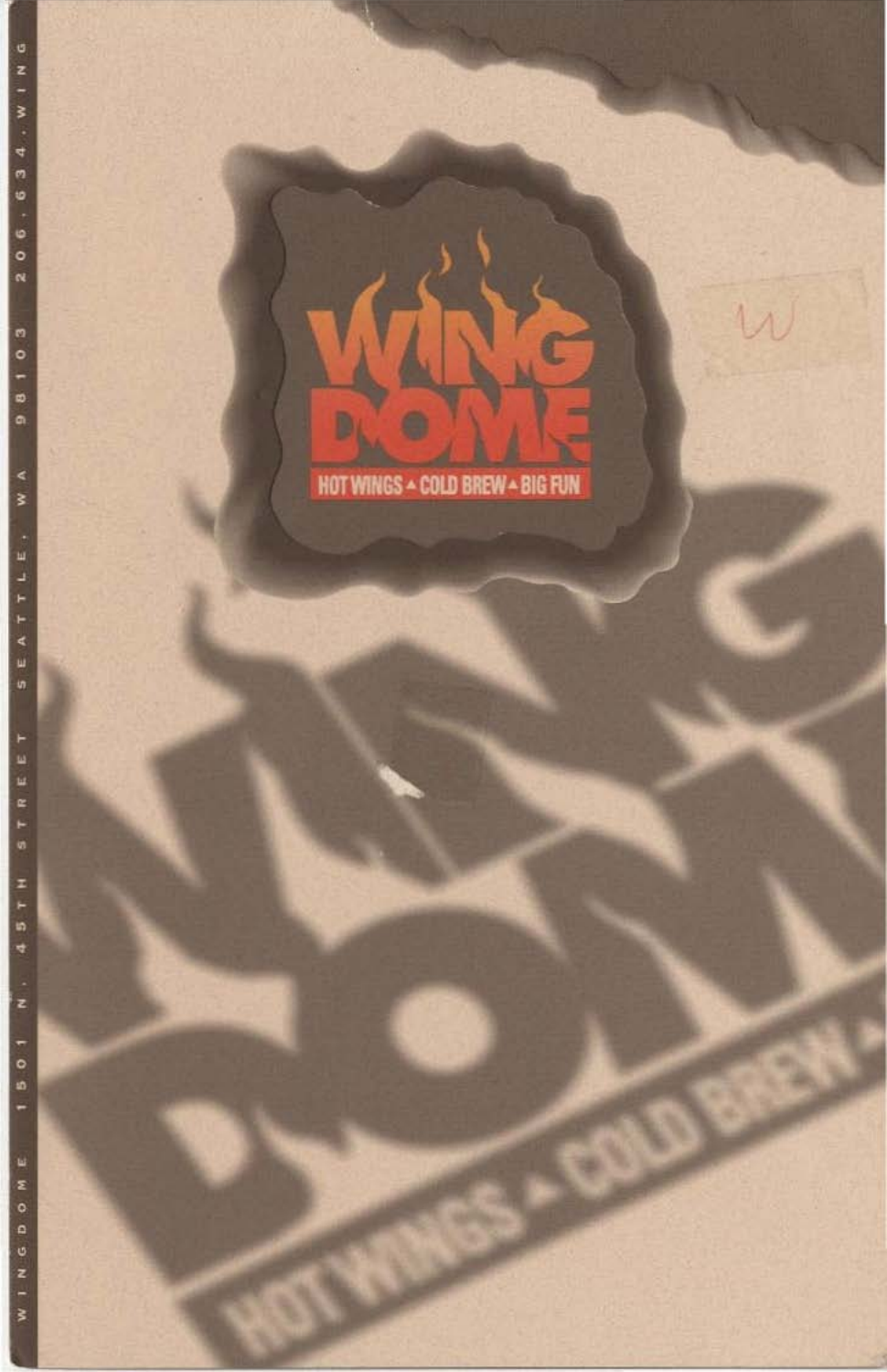# WING DOME

HOT WINGS ▲ COLD BREW ▲ BIG FUN

W

WINGDOME 1501 N. 45TH STREET SEATTLE, WA 98103 206.634.WING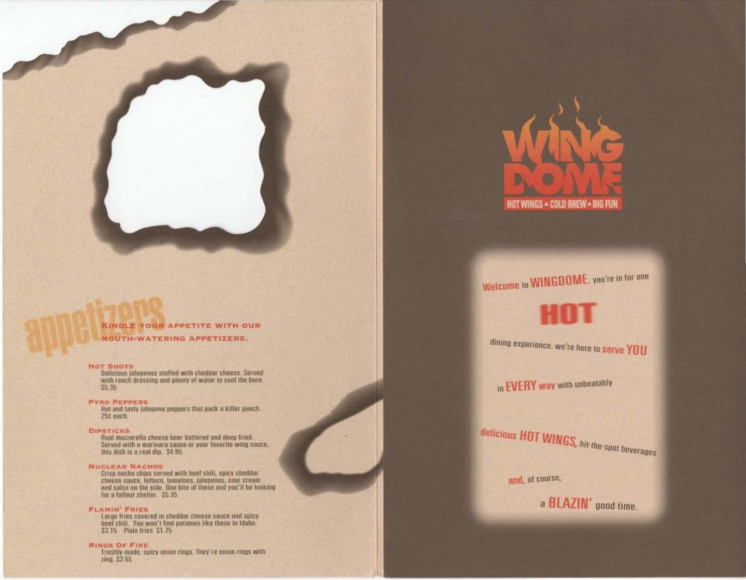# appetizers

**KINDLE YOUR APPETITE WITH OUR MOUTH-WATERING APPETIZERS.**

### HOT SHOTS
Delicious jalepenos stuffed with cheddar cheese. Served with ranch dressing and plenty of water to cool the burn. $5.35

### PYRO PEPPERS
Hot and tasty jalepeno peppers that pack a killer punch. 25¢ each.

### DIPSTICKS
Real mozzarella cheese beer battered and deep fried. Served with a marinara sauce or your favorite wing sauce, this dish is a real dip. $4.95

### NUCLEAR NACHOS
Crisp nacho chips served with beef chili, spicy cheddar cheese sauce, lettuce, tomatoes, jalepenos, sour cream and salsa on the side. One bite of these and you'll be looking for a fallout shelter. $5.35

### FLAMIN' FRIES
Large fries covered in cheddar cheese sauce and spicy beef chili. You won't find potatoes like these in Idaho. $3.15 Plain fries $1.75

### RINGS OF FIRE
Freshly-made, spicy onion rings. They're onion rings with zing. $3.55

# WING DOME

HOT WINGS ▲ COLD BREW ▲ BIG FUN

Welcome to WINGDOME, you're in for one

**HOT**

dining experience. we're here to serve YOU

in EVERY way with unbeatably

delicious HOT WINGS, hit-the-spot beverages

and, of course,

a BLAZIN' good time.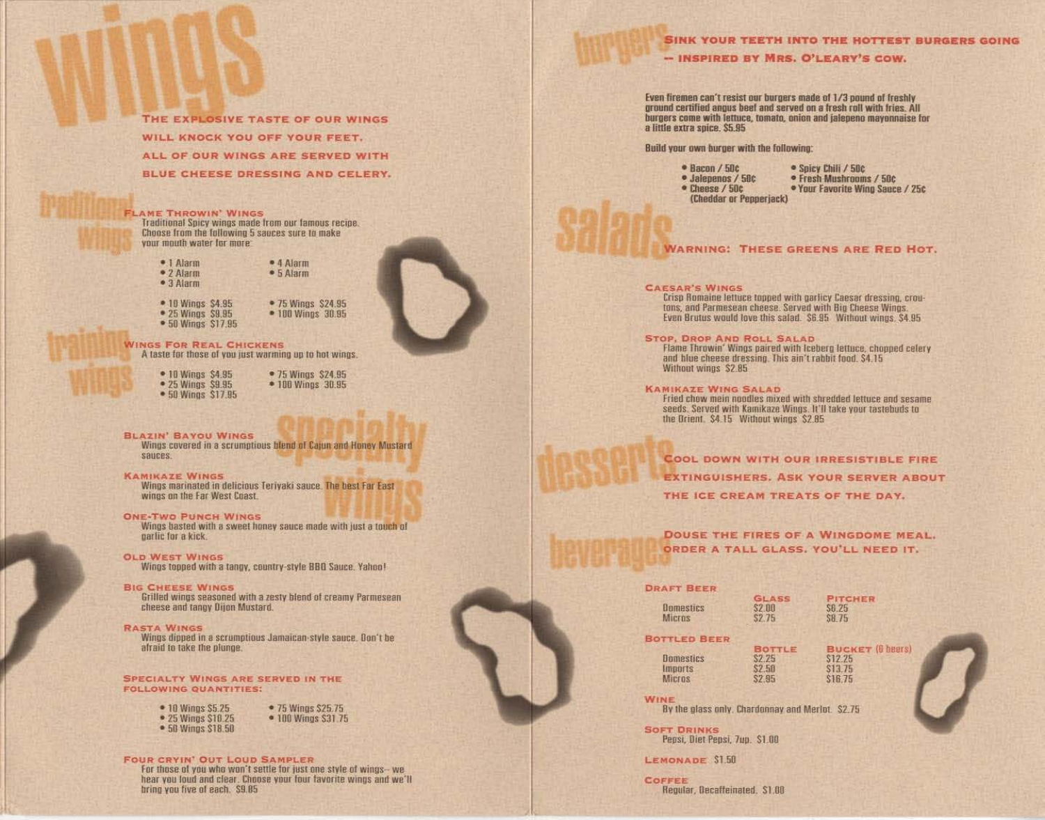# wings

THE EXPLOSIVE TASTE OF OUR WINGS WILL KNOCK YOU OFF YOUR FEET. ALL OF OUR WINGS ARE SERVED WITH BLUE CHEESE DRESSING AND CELERY.

## traditional wings

### FLAME THROWIN' WINGS

Traditional Spicy wings made from our famous recipe. Choose from the following 5 sauces sure to make your mouth water for more:

- 1 Alarm
- 2 Alarm
- 3 Alarm
- 4 Alarm
- 5 Alarm

- 10 Wings $4.95
- 25 Wings $9.95
- 50 Wings $17.95
- 75 Wings $24.95
- 100 Wings 30.95

## training wings

### WINGS FOR REAL CHICKENS

A taste for those of you just warming up to hot wings.

- 10 Wings $4.95
- 25 Wings $9.95
- 50 Wings $17.95
- 75 Wings $24.95
- 100 Wings 30.95

## specialty wings

### BLAZIN' BAYOU WINGS

Wings covered in a scrumptious blend of Cajun and Honey Mustard sauces.

### KAMIKAZE WINGS

Wings marinated in delicious Teriyaki sauce. The best Far East wings on the Far West Coast.

### ONE-TWO PUNCH WINGS

Wings basted with a sweet honey sauce made with just a touch of garlic for a kick.

### OLD WEST WINGS

Wings topped with a tangy, country-style BBQ Sauce. Yahoo!

### BIG CHEESE WINGS

Grilled wings seasoned with a zesty blend of creamy Parmesean cheese and tangy Dijon Mustard.

### RASTA WINGS

Wings dipped in a scrumptious Jamaican-style sauce. Don't be afraid to take the plunge.

### SPECIALTY WINGS ARE SERVED IN THE FOLLOWING QUANTITIES:

- 10 Wings $5.25
- 25 Wings $10.25
- 50 Wings $18.50
- 75 Wings $25.75
- 100 Wings $31.75

### FOUR CRYIN' OUT LOUD SAMPLER

For those of you who won't settle for just one style of wings-- we hear you loud and clear. Choose your four favorite wings and we'll bring you five of each. $9.85

# burgers

SINK YOUR TEETH INTO THE HOTTEST BURGERS GOING -- INSPIRED BY MRS. O'LEARY'S COW.

Even firemen can't resist our burgers made of 1/3 pound of freshly ground certified angus beef and served on a fresh roll with fries. All burgers come with lettuce, tomato, onion and jalepeno mayonnaise for a little extra spice. $5.95

Build your own burger with the following:

- Bacon / 50¢
- Jalepenos / 50¢
- Cheese / 50¢ (Cheddar or Pepperjack)
- Spicy Chili / 50¢
- Fresh Mushrooms / 50¢
- Your Favorite Wing Sauce / 25¢

# salads

WARNING: THESE GREENS ARE RED HOT.

### CAESAR'S WINGS

Crisp Romaine lettuce topped with garlicy Caesar dressing, croutons, and Parmesean cheese. Served with Big Cheese Wings. Even Brutus would love this salad. $6.95 Without wings. $4.95

### STOP, DROP AND ROLL SALAD

Flame Throwin' Wings paired with Iceberg lettuce, chopped celery and blue cheese dressing. This ain't rabbit food. $4.15 Without wings $2.85

### KAMIKAZE WING SALAD

Fried chow mein noodles mixed with shredded lettuce and sesame seeds. Served with Kamikaze Wings. It'll take your tastebuds to the Orient. $4.15 Without wings $2.85

# desserts

COOL DOWN WITH OUR IRRESISTIBLE FIRE EXTINGUISHERS. ASK YOUR SERVER ABOUT THE ICE CREAM TREATS OF THE DAY.

# beverages

DOUSE THE FIRES OF A WINGDOME MEAL. ORDER A TALL GLASS. YOU'LL NEED IT.

### DRAFT BEER

| | GLASS | PITCHER |
|---|---|---|
| Domestics | $2.00 | $6.25 |
| Micros | $2.75 | $8.75 |

### BOTTLED BEER

| | BOTTLE | BUCKET (6 beers) |
|---|---|---|
| Domestics | $2.25 | $12.25 |
| Imports | $2.50 | $13.75 |
| Micros | $2.95 | $16.75 |

### WINE

By the glass only. Chardonnay and Merlot. $2.75

### SOFT DRINKS

Pepsi, Diet Pepsi, 7up. $1.00

### LEMONADE $1.50

### COFFEE

Regular, Decaffeinated. $1.00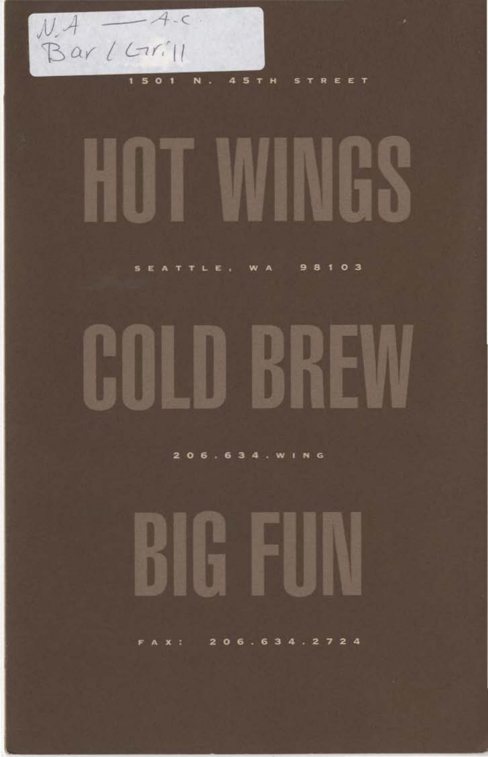N.A — A.C
Bar / Grill

1501 N. 45TH STREET

# HOT WINGS

SEATTLE, WA 98103

# COLD BREW

206.634.WING

# BIG FUN

FAX: 206.634.2724